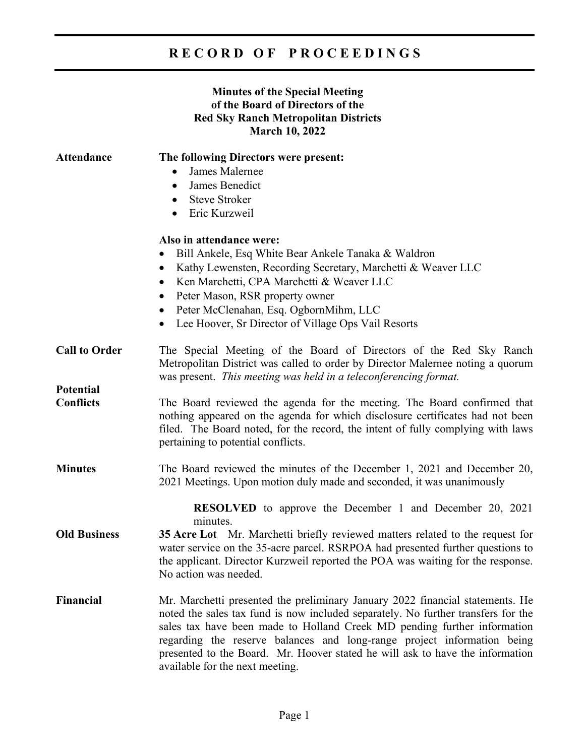# RECORD OF PROCEEDINGS

**Minutes of the Special Meeting**
**of the Board of Directors of the**
**Red Sky Ranch Metropolitan Districts**
**March 10, 2022**

**Attendance**

**The following Directors were present:**

- James Malernee
- James Benedict
- Steve Stroker
- Eric Kurzweil

**Also in attendance were:**

- Bill Ankele, Esq White Bear Ankele Tanaka & Waldron
- Kathy Lewensten, Recording Secretary, Marchetti & Weaver LLC
- Ken Marchetti, CPA Marchetti & Weaver LLC
- Peter Mason, RSR property owner
- Peter McClenahan, Esq. OgbornMihm, LLC
- Lee Hoover, Sr Director of Village Ops Vail Resorts

**Call to Order**

The Special Meeting of the Board of Directors of the Red Sky Ranch Metropolitan District was called to order by Director Malernee noting a quorum was present. *This meeting was held in a teleconferencing format.*

**Potential Conflicts**

The Board reviewed the agenda for the meeting. The Board confirmed that nothing appeared on the agenda for which disclosure certificates had not been filed. The Board noted, for the record, the intent of fully complying with laws pertaining to potential conflicts.

**Minutes**

The Board reviewed the minutes of the December 1, 2021 and December 20, 2021 Meetings. Upon motion duly made and seconded, it was unanimously

> **RESOLVED** to approve the December 1 and December 20, 2021 minutes.

**Old Business**

**35 Acre Lot** Mr. Marchetti briefly reviewed matters related to the request for water service on the 35-acre parcel. RSRPOA had presented further questions to the applicant. Director Kurzweil reported the POA was waiting for the response. No action was needed.

**Financial**

Mr. Marchetti presented the preliminary January 2022 financial statements. He noted the sales tax fund is now included separately. No further transfers for the sales tax have been made to Holland Creek MD pending further information regarding the reserve balances and long-range project information being presented to the Board. Mr. Hoover stated he will ask to have the information available for the next meeting.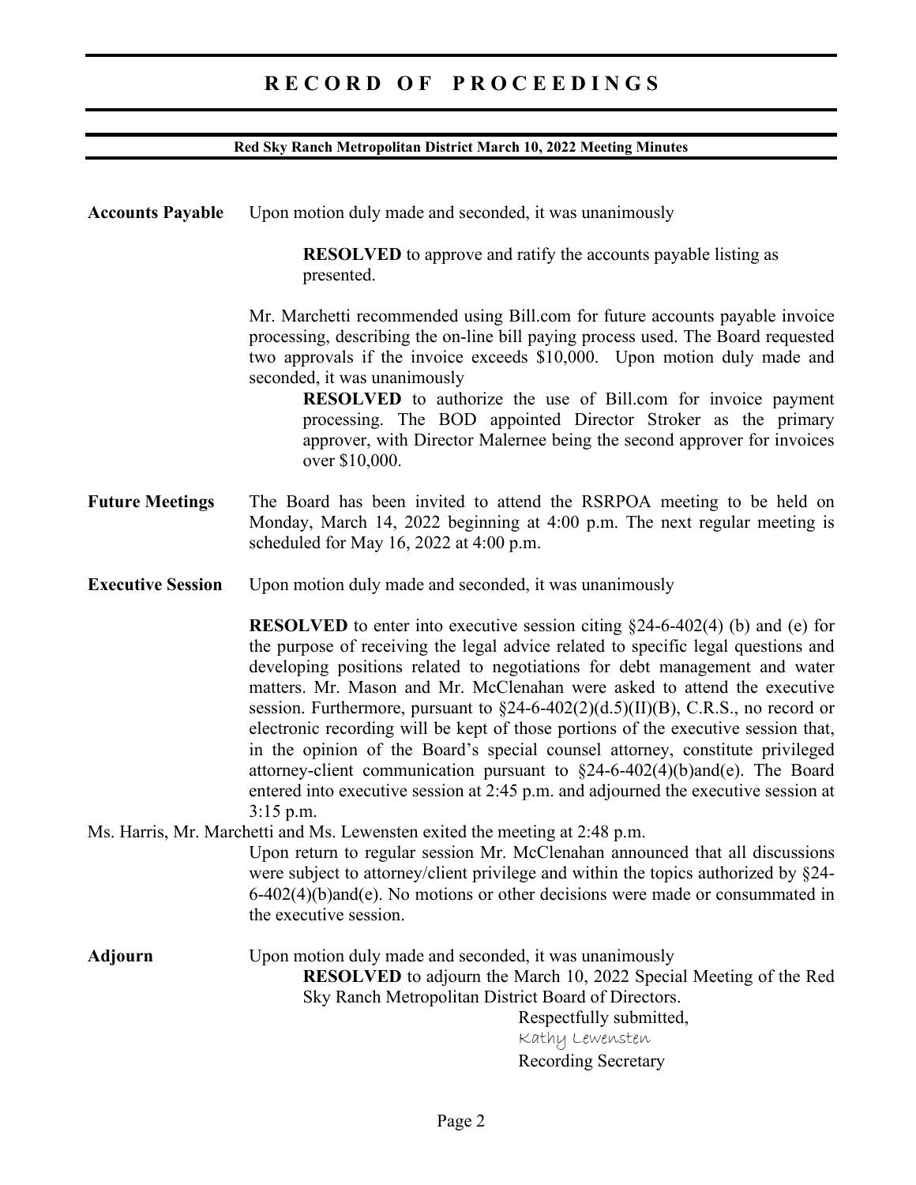**Accounts Payable**

Upon motion duly made and seconded, it was unanimously

**RESOLVED** to approve and ratify the accounts payable listing as presented.

Mr. Marchetti recommended using Bill.com for future accounts payable invoice processing, describing the on-line bill paying process used. The Board requested two approvals if the invoice exceeds $10,000. Upon motion duly made and seconded, it was unanimously

**RESOLVED** to authorize the use of Bill.com for invoice payment processing. The BOD appointed Director Stroker as the primary approver, with Director Malernee being the second approver for invoices over $10,000.

**Future Meetings**

The Board has been invited to attend the RSRPOA meeting to be held on Monday, March 14, 2022 beginning at 4:00 p.m. The next regular meeting is scheduled for May 16, 2022 at 4:00 p.m.

**Executive Session**

Upon motion duly made and seconded, it was unanimously

**RESOLVED** to enter into executive session citing §24-6-402(4) (b) and (e) for the purpose of receiving the legal advice related to specific legal questions and developing positions related to negotiations for debt management and water matters. Mr. Mason and Mr. McClenahan were asked to attend the executive session. Furthermore, pursuant to §24-6-402(2)(d.5)(II)(B), C.R.S., no record or electronic recording will be kept of those portions of the executive session that, in the opinion of the Board's special counsel attorney, constitute privileged attorney-client communication pursuant to §24-6-402(4)(b)and(e). The Board entered into executive session at 2:45 p.m. and adjourned the executive session at 3:15 p.m.

Ms. Harris, Mr. Marchetti and Ms. Lewensten exited the meeting at 2:48 p.m.

Upon return to regular session Mr. McClenahan announced that all discussions were subject to attorney/client privilege and within the topics authorized by §24-6-402(4)(b)and(e). No motions or other decisions were made or consummated in the executive session.

**Adjourn**

Upon motion duly made and seconded, it was unanimously

**RESOLVED** to adjourn the March 10, 2022 Special Meeting of the Red Sky Ranch Metropolitan District Board of Directors.

Respectfully submitted,

Kathy Lewensten

Recording Secretary